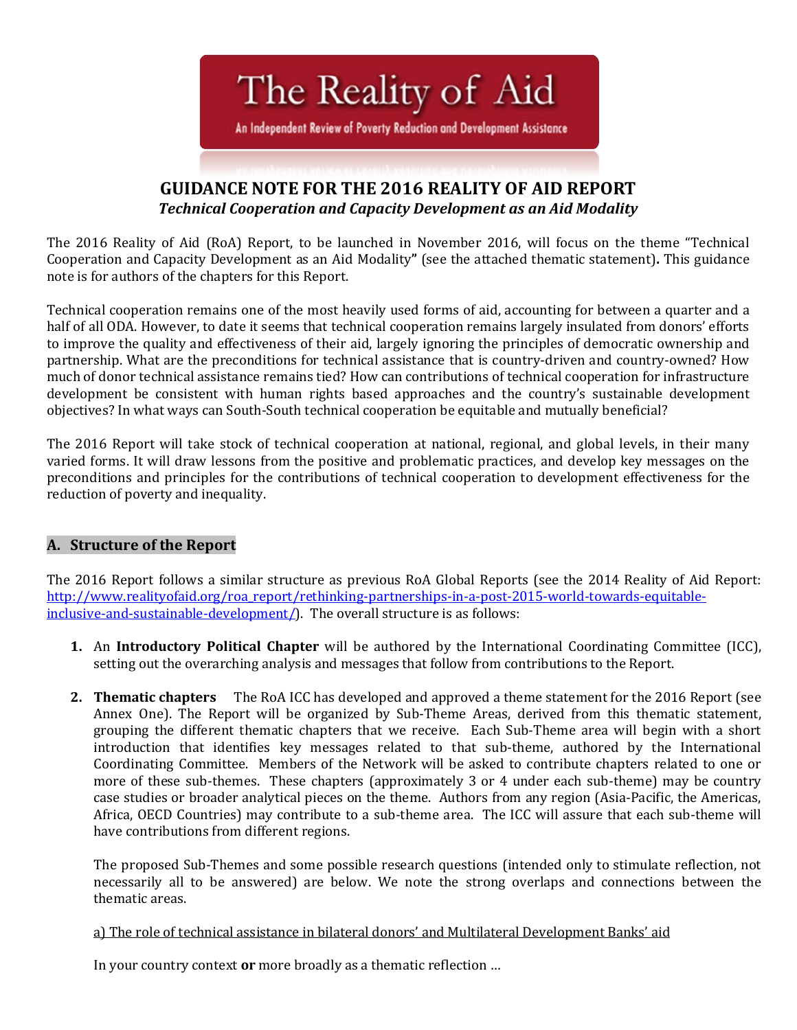# The Reality of Aid

An Independent Review of Poverty Reduction and Development Assistance

## GUIDANCE NOTE FOR THE 2016 REALITY OF AID REPORT

***Technical Cooperation and Capacity Development as an Aid Modality***

The 2016 Reality of Aid (RoA) Report, to be launched in November 2016, will focus on the theme "Technical Cooperation and Capacity Development as an Aid Modality**"** (see the attached thematic statement)**.** This guidance note is for authors of the chapters for this Report.

Technical cooperation remains one of the most heavily used forms of aid, accounting for between a quarter and a half of all ODA. However, to date it seems that technical cooperation remains largely insulated from donors' efforts to improve the quality and effectiveness of their aid, largely ignoring the principles of democratic ownership and partnership. What are the preconditions for technical assistance that is country-driven and country-owned? How much of donor technical assistance remains tied? How can contributions of technical cooperation for infrastructure development be consistent with human rights based approaches and the country's sustainable development objectives? In what ways can South-South technical cooperation be equitable and mutually beneficial?

The 2016 Report will take stock of technical cooperation at national, regional, and global levels, in their many varied forms. It will draw lessons from the positive and problematic practices, and develop key messages on the preconditions and principles for the contributions of technical cooperation to development effectiveness for the reduction of poverty and inequality.

## A. Structure of the Report

The 2016 Report follows a similar structure as previous RoA Global Reports (see the 2014 Reality of Aid Report: [http://www.realityofaid.org/roa_report/rethinking-partnerships-in-a-post-2015-world-towards-equitable-inclusive-and-sustainable-development/](http://www.realityofaid.org/roa_report/rethinking-partnerships-in-a-post-2015-world-towards-equitable-inclusive-and-sustainable-development/)). The overall structure is as follows:

1. An **Introductory Political Chapter** will be authored by the International Coordinating Committee (ICC), setting out the overarching analysis and messages that follow from contributions to the Report.

2. **Thematic chapters** The RoA ICC has developed and approved a theme statement for the 2016 Report (see Annex One). The Report will be organized by Sub-Theme Areas, derived from this thematic statement, grouping the different thematic chapters that we receive. Each Sub-Theme area will begin with a short introduction that identifies key messages related to that sub-theme, authored by the International Coordinating Committee. Members of the Network will be asked to contribute chapters related to one or more of these sub-themes. These chapters (approximately 3 or 4 under each sub-theme) may be country case studies or broader analytical pieces on the theme. Authors from any region (Asia-Pacific, the Americas, Africa, OECD Countries) may contribute to a sub-theme area. The ICC will assure that each sub-theme will have contributions from different regions.

   The proposed Sub-Themes and some possible research questions (intended only to stimulate reflection, not necessarily all to be answered) are below. We note the strong overlaps and connections between the thematic areas.

   <u>a) The role of technical assistance in bilateral donors' and Multilateral Development Banks' aid</u>

   In your country context **or** more broadly as a thematic reflection …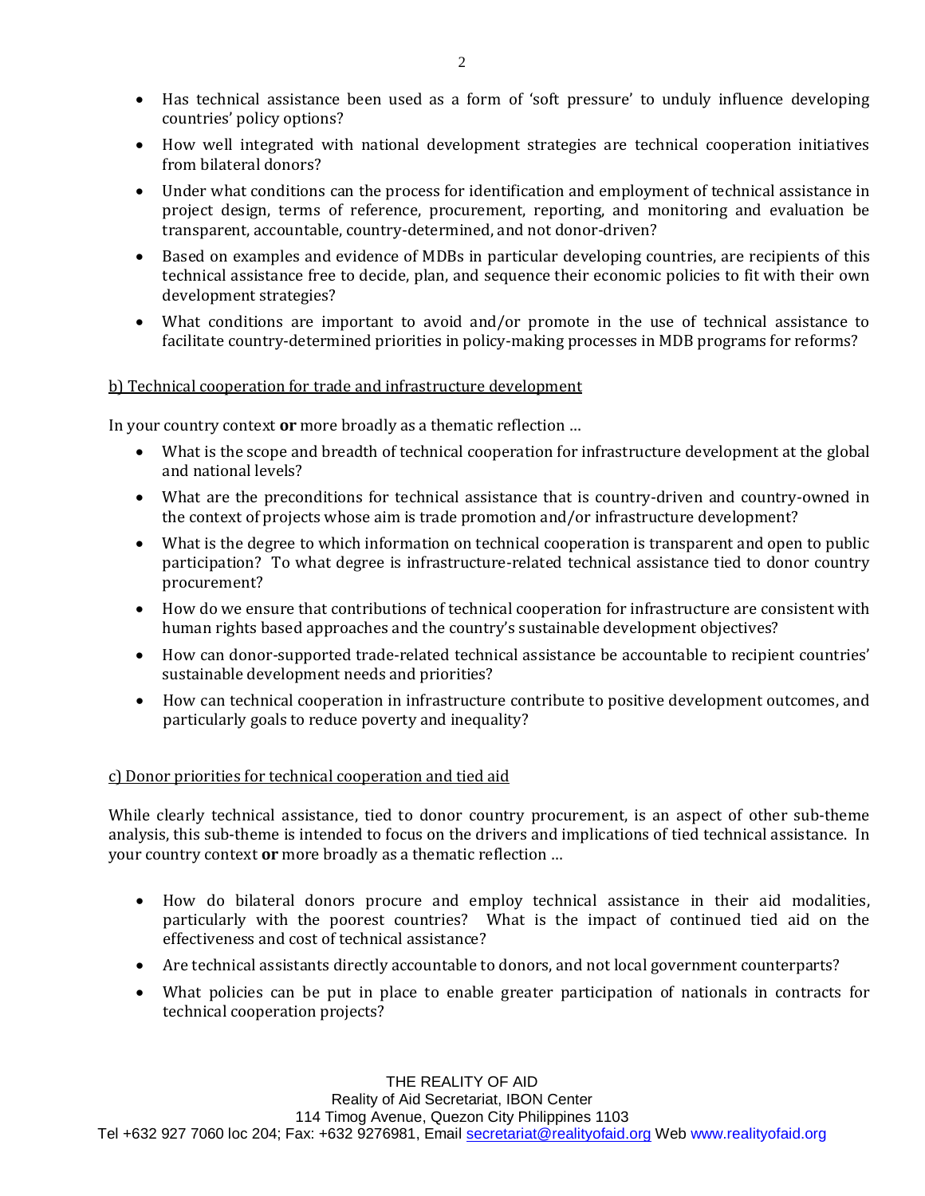- Has technical assistance been used as a form of 'soft pressure' to unduly influence developing countries' policy options?
- How well integrated with national development strategies are technical cooperation initiatives from bilateral donors?
- Under what conditions can the process for identification and employment of technical assistance in project design, terms of reference, procurement, reporting, and monitoring and evaluation be transparent, accountable, country-determined, and not donor-driven?
- Based on examples and evidence of MDBs in particular developing countries, are recipients of this technical assistance free to decide, plan, and sequence their economic policies to fit with their own development strategies?
- What conditions are important to avoid and/or promote in the use of technical assistance to facilitate country-determined priorities in policy-making processes in MDB programs for reforms?

<u>b) Technical cooperation for trade and infrastructure development</u>

In your country context **or** more broadly as a thematic reflection …

- What is the scope and breadth of technical cooperation for infrastructure development at the global and national levels?
- What are the preconditions for technical assistance that is country-driven and country-owned in the context of projects whose aim is trade promotion and/or infrastructure development?
- What is the degree to which information on technical cooperation is transparent and open to public participation? To what degree is infrastructure-related technical assistance tied to donor country procurement?
- How do we ensure that contributions of technical cooperation for infrastructure are consistent with human rights based approaches and the country's sustainable development objectives?
- How can donor-supported trade-related technical assistance be accountable to recipient countries' sustainable development needs and priorities?
- How can technical cooperation in infrastructure contribute to positive development outcomes, and particularly goals to reduce poverty and inequality?

<u>c) Donor priorities for technical cooperation and tied aid</u>

While clearly technical assistance, tied to donor country procurement, is an aspect of other sub-theme analysis, this sub-theme is intended to focus on the drivers and implications of tied technical assistance. In your country context **or** more broadly as a thematic reflection …

- How do bilateral donors procure and employ technical assistance in their aid modalities, particularly with the poorest countries? What is the impact of continued tied aid on the effectiveness and cost of technical assistance?
- Are technical assistants directly accountable to donors, and not local government counterparts?
- What policies can be put in place to enable greater participation of nationals in contracts for technical cooperation projects?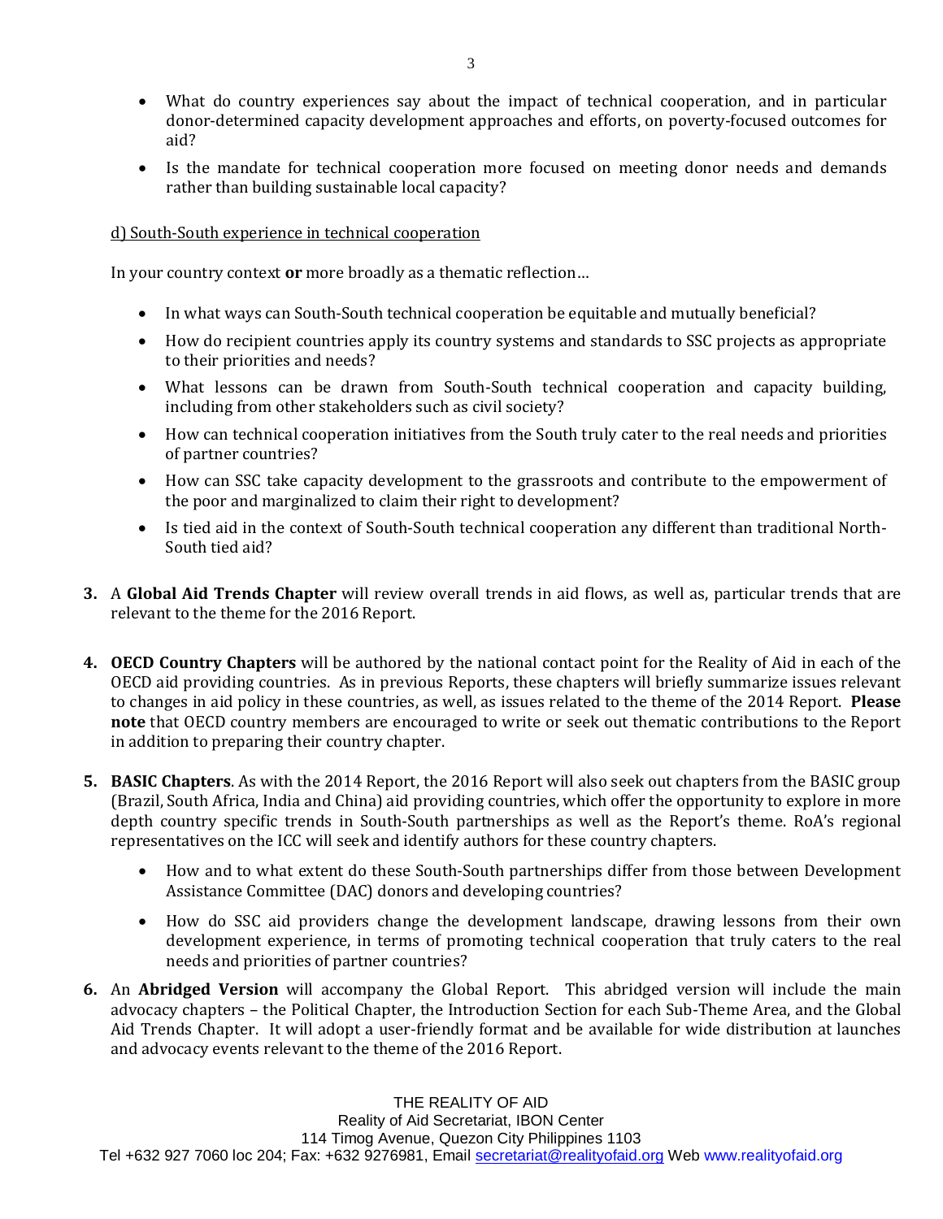- What do country experiences say about the impact of technical cooperation, and in particular donor-determined capacity development approaches and efforts, on poverty-focused outcomes for aid?
- Is the mandate for technical cooperation more focused on meeting donor needs and demands rather than building sustainable local capacity?

d) South-South experience in technical cooperation

In your country context **or** more broadly as a thematic reflection…

- In what ways can South-South technical cooperation be equitable and mutually beneficial?
- How do recipient countries apply its country systems and standards to SSC projects as appropriate to their priorities and needs?
- What lessons can be drawn from South-South technical cooperation and capacity building, including from other stakeholders such as civil society?
- How can technical cooperation initiatives from the South truly cater to the real needs and priorities of partner countries?
- How can SSC take capacity development to the grassroots and contribute to the empowerment of the poor and marginalized to claim their right to development?
- Is tied aid in the context of South-South technical cooperation any different than traditional North-South tied aid?

3. A **Global Aid Trends Chapter** will review overall trends in aid flows, as well as, particular trends that are relevant to the theme for the 2016 Report.

4. **OECD Country Chapters** will be authored by the national contact point for the Reality of Aid in each of the OECD aid providing countries. As in previous Reports, these chapters will briefly summarize issues relevant to changes in aid policy in these countries, as well, as issues related to the theme of the 2014 Report. **Please note** that OECD country members are encouraged to write or seek out thematic contributions to the Report in addition to preparing their country chapter.

5. **BASIC Chapters**. As with the 2014 Report, the 2016 Report will also seek out chapters from the BASIC group (Brazil, South Africa, India and China) aid providing countries, which offer the opportunity to explore in more depth country specific trends in South-South partnerships as well as the Report's theme. RoA's regional representatives on the ICC will seek and identify authors for these country chapters.
   - How and to what extent do these South-South partnerships differ from those between Development Assistance Committee (DAC) donors and developing countries?
   - How do SSC aid providers change the development landscape, drawing lessons from their own development experience, in terms of promoting technical cooperation that truly caters to the real needs and priorities of partner countries?

6. An **Abridged Version** will accompany the Global Report. This abridged version will include the main advocacy chapters – the Political Chapter, the Introduction Section for each Sub-Theme Area, and the Global Aid Trends Chapter. It will adopt a user-friendly format and be available for wide distribution at launches and advocacy events relevant to the theme of the 2016 Report.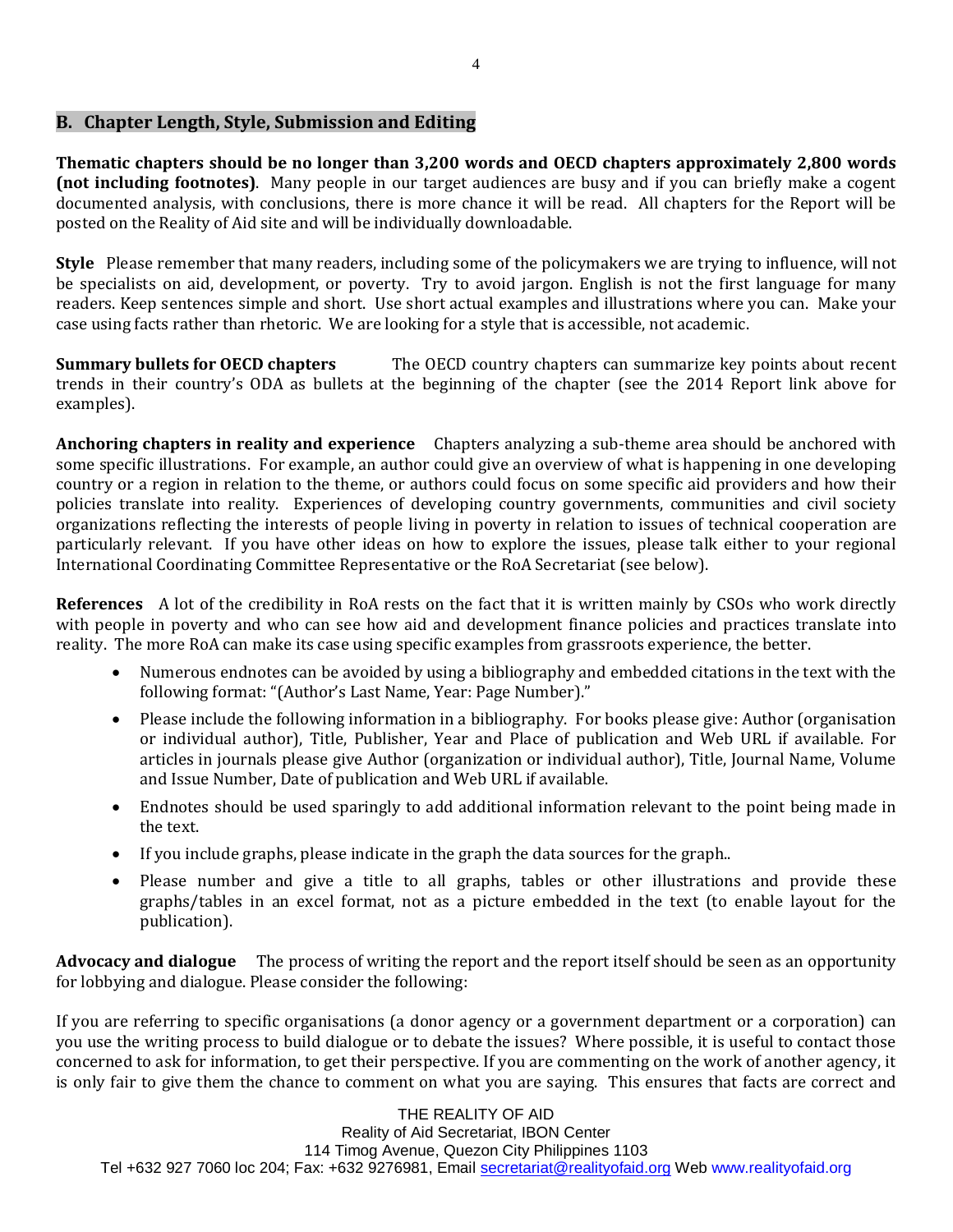## B. Chapter Length, Style, Submission and Editing

**Thematic chapters should be no longer than 3,200 words and OECD chapters approximately 2,800 words (not including footnotes)**. Many people in our target audiences are busy and if you can briefly make a cogent documented analysis, with conclusions, there is more chance it will be read. All chapters for the Report will be posted on the Reality of Aid site and will be individually downloadable.

**Style** Please remember that many readers, including some of the policymakers we are trying to influence, will not be specialists on aid, development, or poverty. Try to avoid jargon. English is not the first language for many readers. Keep sentences simple and short. Use short actual examples and illustrations where you can. Make your case using facts rather than rhetoric. We are looking for a style that is accessible, not academic.

**Summary bullets for OECD chapters** The OECD country chapters can summarize key points about recent trends in their country's ODA as bullets at the beginning of the chapter (see the 2014 Report link above for examples).

**Anchoring chapters in reality and experience** Chapters analyzing a sub-theme area should be anchored with some specific illustrations. For example, an author could give an overview of what is happening in one developing country or a region in relation to the theme, or authors could focus on some specific aid providers and how their policies translate into reality. Experiences of developing country governments, communities and civil society organizations reflecting the interests of people living in poverty in relation to issues of technical cooperation are particularly relevant. If you have other ideas on how to explore the issues, please talk either to your regional International Coordinating Committee Representative or the RoA Secretariat (see below).

**References** A lot of the credibility in RoA rests on the fact that it is written mainly by CSOs who work directly with people in poverty and who can see how aid and development finance policies and practices translate into reality. The more RoA can make its case using specific examples from grassroots experience, the better.

- Numerous endnotes can be avoided by using a bibliography and embedded citations in the text with the following format: "(Author's Last Name, Year: Page Number)."
- Please include the following information in a bibliography. For books please give: Author (organisation or individual author), Title, Publisher, Year and Place of publication and Web URL if available. For articles in journals please give Author (organization or individual author), Title, Journal Name, Volume and Issue Number, Date of publication and Web URL if available.
- Endnotes should be used sparingly to add additional information relevant to the point being made in the text.
- If you include graphs, please indicate in the graph the data sources for the graph..
- Please number and give a title to all graphs, tables or other illustrations and provide these graphs/tables in an excel format, not as a picture embedded in the text (to enable layout for the publication).

**Advocacy and dialogue** The process of writing the report and the report itself should be seen as an opportunity for lobbying and dialogue. Please consider the following:

If you are referring to specific organisations (a donor agency or a government department or a corporation) can you use the writing process to build dialogue or to debate the issues? Where possible, it is useful to contact those concerned to ask for information, to get their perspective. If you are commenting on the work of another agency, it is only fair to give them the chance to comment on what you are saying. This ensures that facts are correct and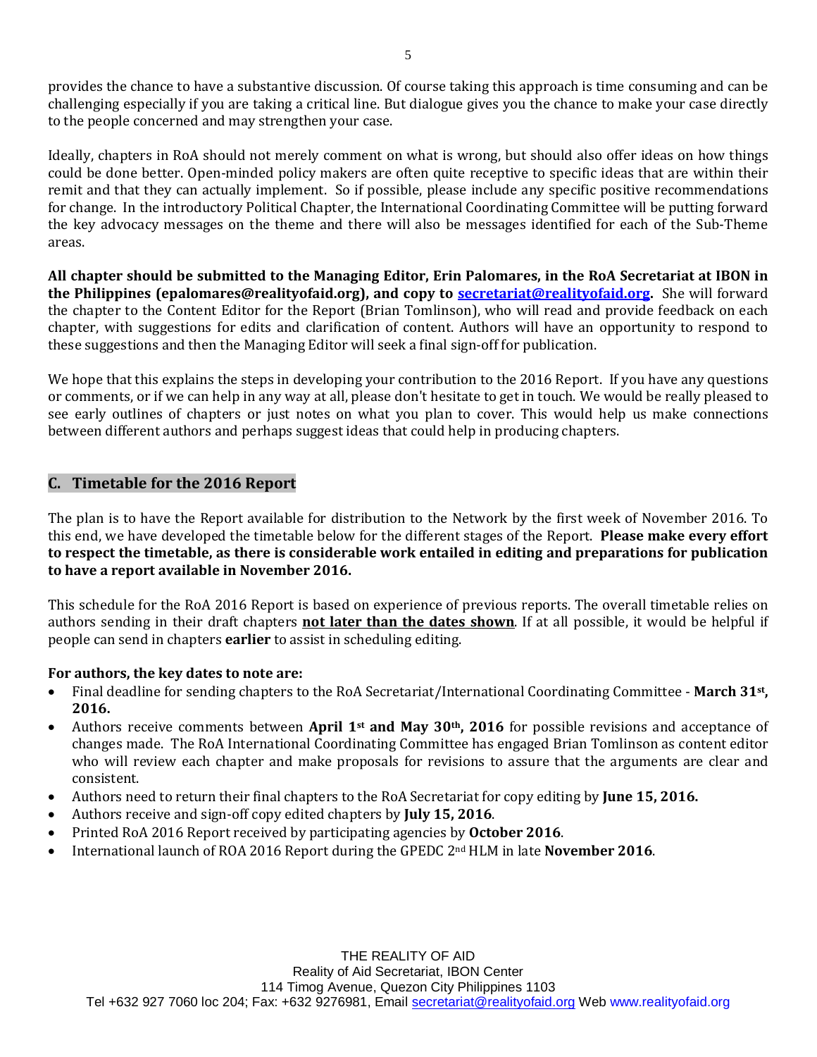provides the chance to have a substantive discussion. Of course taking this approach is time consuming and can be challenging especially if you are taking a critical line. But dialogue gives you the chance to make your case directly to the people concerned and may strengthen your case.

Ideally, chapters in RoA should not merely comment on what is wrong, but should also offer ideas on how things could be done better. Open-minded policy makers are often quite receptive to specific ideas that are within their remit and that they can actually implement. So if possible, please include any specific positive recommendations for change. In the introductory Political Chapter, the International Coordinating Committee will be putting forward the key advocacy messages on the theme and there will also be messages identified for each of the Sub-Theme areas.

**All chapter should be submitted to the Managing Editor, Erin Palomares, in the RoA Secretariat at IBON in the Philippines (epalomares@realityofaid.org), and copy to secretariat@realityofaid.org.** She will forward the chapter to the Content Editor for the Report (Brian Tomlinson), who will read and provide feedback on each chapter, with suggestions for edits and clarification of content. Authors will have an opportunity to respond to these suggestions and then the Managing Editor will seek a final sign-off for publication.

We hope that this explains the steps in developing your contribution to the 2016 Report. If you have any questions or comments, or if we can help in any way at all, please don't hesitate to get in touch. We would be really pleased to see early outlines of chapters or just notes on what you plan to cover. This would help us make connections between different authors and perhaps suggest ideas that could help in producing chapters.

## C. Timetable for the 2016 Report

The plan is to have the Report available for distribution to the Network by the first week of November 2016. To this end, we have developed the timetable below for the different stages of the Report. **Please make every effort to respect the timetable, as there is considerable work entailed in editing and preparations for publication to have a report available in November 2016.**

This schedule for the RoA 2016 Report is based on experience of previous reports. The overall timetable relies on authors sending in their draft chapters **not later than the dates shown**. If at all possible, it would be helpful if people can send in chapters **earlier** to assist in scheduling editing.

**For authors, the key dates to note are:**

- Final deadline for sending chapters to the RoA Secretariat/International Coordinating Committee - **March 31st, 2016.**
- Authors receive comments between **April 1st and May 30th, 2016** for possible revisions and acceptance of changes made. The RoA International Coordinating Committee has engaged Brian Tomlinson as content editor who will review each chapter and make proposals for revisions to assure that the arguments are clear and consistent.
- Authors need to return their final chapters to the RoA Secretariat for copy editing by **June 15, 2016.**
- Authors receive and sign-off copy edited chapters by **July 15, 2016**.
- Printed RoA 2016 Report received by participating agencies by **October 2016**.
- International launch of ROA 2016 Report during the GPEDC 2nd HLM in late **November 2016**.

THE REALITY OF AID
Reality of Aid Secretariat, IBON Center
114 Timog Avenue, Quezon City Philippines 1103
Tel +632 927 7060 loc 204; Fax: +632 9276981, Email secretariat@realityofaid.org Web www.realityofaid.org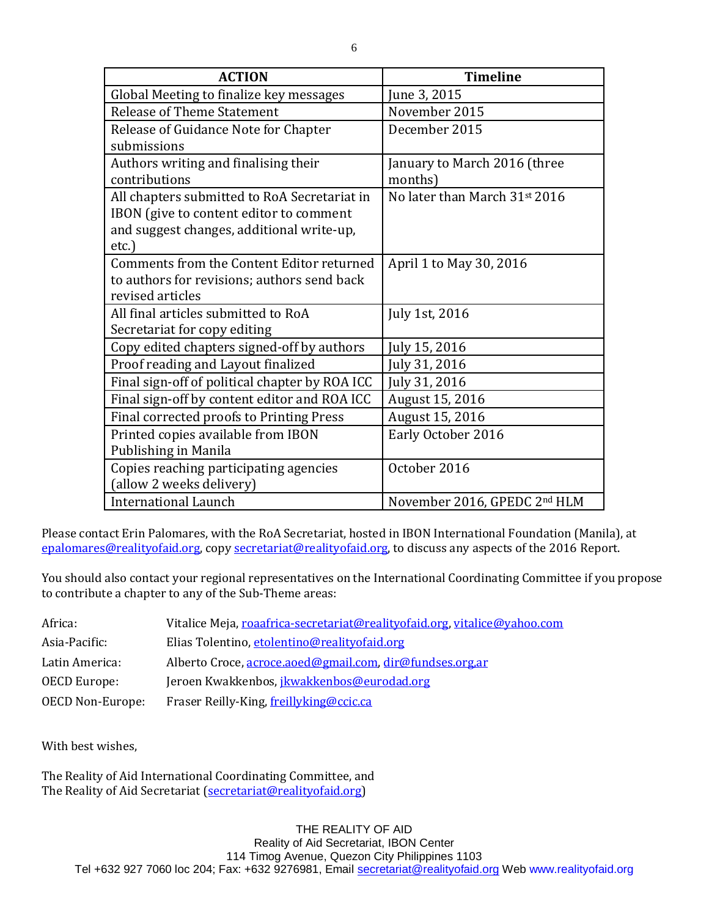| ACTION | Timeline |
|---|---|
| Global Meeting to finalize key messages | June 3, 2015 |
| Release of Theme Statement | November 2015 |
| Release of Guidance Note for Chapter submissions | December 2015 |
| Authors writing and finalising their contributions | January to March 2016 (three months) |
| All chapters submitted to RoA Secretariat in IBON (give to content editor to comment and suggest changes, additional write-up, etc.) | No later than March 31st 2016 |
| Comments from the Content Editor returned to authors for revisions; authors send back revised articles | April 1 to May 30, 2016 |
| All final articles submitted to RoA Secretariat for copy editing | July 1st, 2016 |
| Copy edited chapters signed-off by authors | July 15, 2016 |
| Proof reading and Layout finalized | July 31, 2016 |
| Final sign-off of political chapter by ROA ICC | July 31, 2016 |
| Final sign-off by content editor and ROA ICC | August 15, 2016 |
| Final corrected proofs to Printing Press | August 15, 2016 |
| Printed copies available from IBON Publishing in Manila | Early October 2016 |
| Copies reaching participating agencies (allow 2 weeks delivery) | October 2016 |
| International Launch | November 2016, GPEDC 2nd HLM |

Please contact Erin Palomares, with the RoA Secretariat, hosted in IBON International Foundation (Manila), at epalomares@realityofaid.org, copy secretariat@realityofaid.org, to discuss any aspects of the 2016 Report.

You should also contact your regional representatives on the International Coordinating Committee if you propose to contribute a chapter to any of the Sub-Theme areas:

| | |
|---|---|
| Africa: | Vitalice Meja, roaafrica-secretariat@realityofaid.org, vitalice@yahoo.com |
| Asia-Pacific: | Elias Tolentino, etolentino@realityofaid.org |
| Latin America: | Alberto Croce, acroce.aoed@gmail.com, dir@fundses.org,ar |
| OECD Europe: | Jeroen Kwakkenbos, jkwakkenbos@eurodad.org |
| OECD Non-Europe: | Fraser Reilly-King, freillyking@ccic.ca |

With best wishes,

The Reality of Aid International Coordinating Committee, and
The Reality of Aid Secretariat (secretariat@realityofaid.org)

THE REALITY OF AID
Reality of Aid Secretariat, IBON Center
114 Timog Avenue, Quezon City Philippines 1103
Tel +632 927 7060 loc 204; Fax: +632 9276981, Email secretariat@realityofaid.org Web www.realityofaid.org